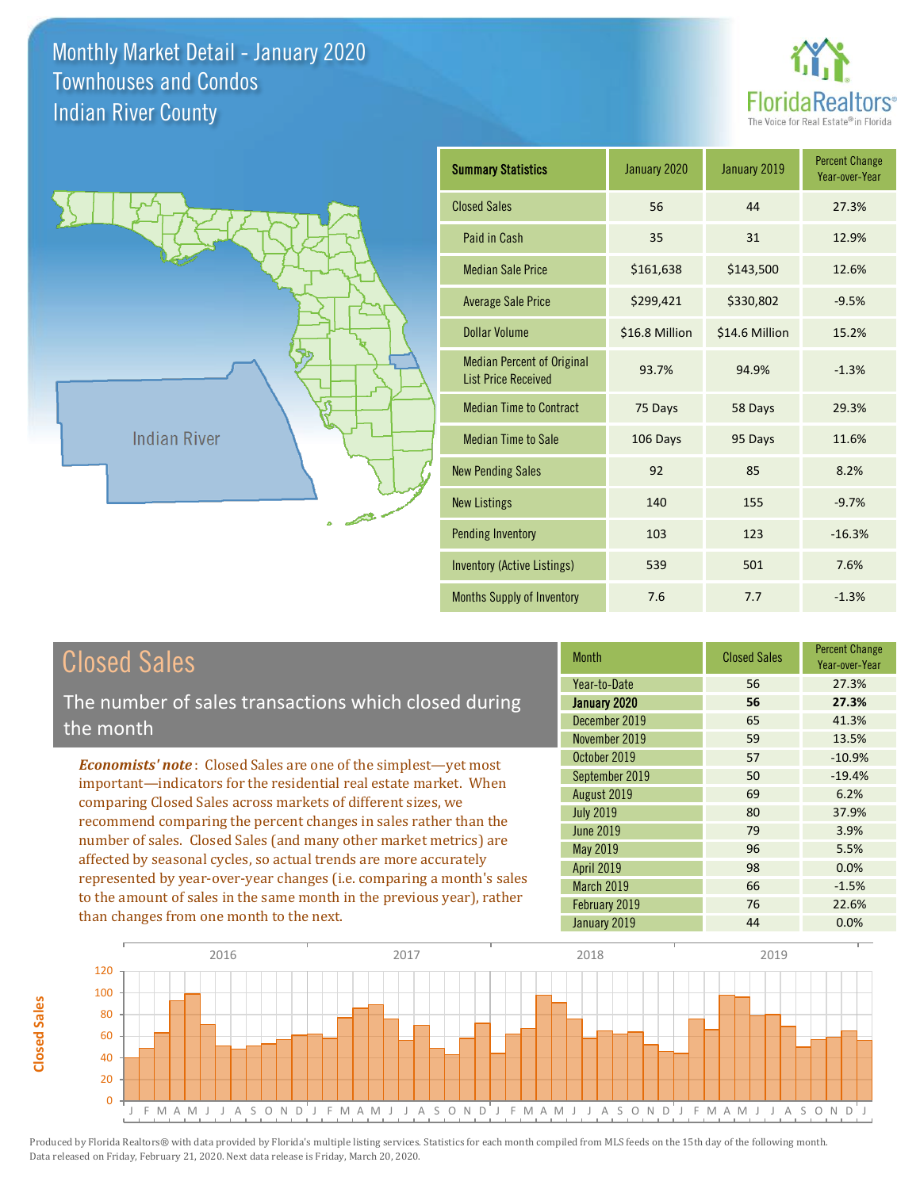# Monthly Market Detail - January 2020
## Townhouses and Condos
## Indian River County

| Summary Statistics | January 2020 | January 2019 | Percent Change Year-over-Year |
|---|---|---|---|
| Closed Sales | 56 | 44 | 27.3% |
| Paid in Cash | 35 | 31 | 12.9% |
| Median Sale Price | $161,638 | $143,500 | 12.6% |
| Average Sale Price | $299,421 | $330,802 | -9.5% |
| Dollar Volume | $16.8 Million | $14.6 Million | 15.2% |
| Median Percent of Original List Price Received | 93.7% | 94.9% | -1.3% |
| Median Time to Contract | 75 Days | 58 Days | 29.3% |
| Median Time to Sale | 106 Days | 95 Days | 11.6% |
| New Pending Sales | 92 | 85 | 8.2% |
| New Listings | 140 | 155 | -9.7% |
| Pending Inventory | 103 | 123 | -16.3% |
| Inventory (Active Listings) | 539 | 501 | 7.6% |
| Months Supply of Inventory | 7.6 | 7.7 | -1.3% |

## Closed Sales

The number of sales transactions which closed during the month

*Economists' note*: Closed Sales are one of the simplest—yet most important—indicators for the residential real estate market. When comparing Closed Sales across markets of different sizes, we recommend comparing the percent changes in sales rather than the number of sales. Closed Sales (and many other market metrics) are affected by seasonal cycles, so actual trends are more accurately represented by year-over-year changes (i.e. comparing a month's sales to the amount of sales in the same month in the previous year), rather than changes from one month to the next.

| Month | Closed Sales | Percent Change Year-over-Year |
|---|---|---|
| Year-to-Date | 56 | 27.3% |
| **January 2020** | **56** | **27.3%** |
| December 2019 | 65 | 41.3% |
| November 2019 | 59 | 13.5% |
| October 2019 | 57 | -10.9% |
| September 2019 | 50 | -19.4% |
| August 2019 | 69 | 6.2% |
| July 2019 | 80 | 37.9% |
| June 2019 | 79 | 3.9% |
| May 2019 | 96 | 5.5% |
| April 2019 | 98 | 0.0% |
| March 2019 | 66 | -1.5% |
| February 2019 | 76 | 22.6% |
| January 2019 | 44 | 0.0% |

Produced by Florida Realtors® with data provided by Florida's multiple listing services. Statistics for each month compiled from MLS feeds on the 15th day of the following month. Data released on Friday, February 21, 2020. Next data release is Friday, March 20, 2020.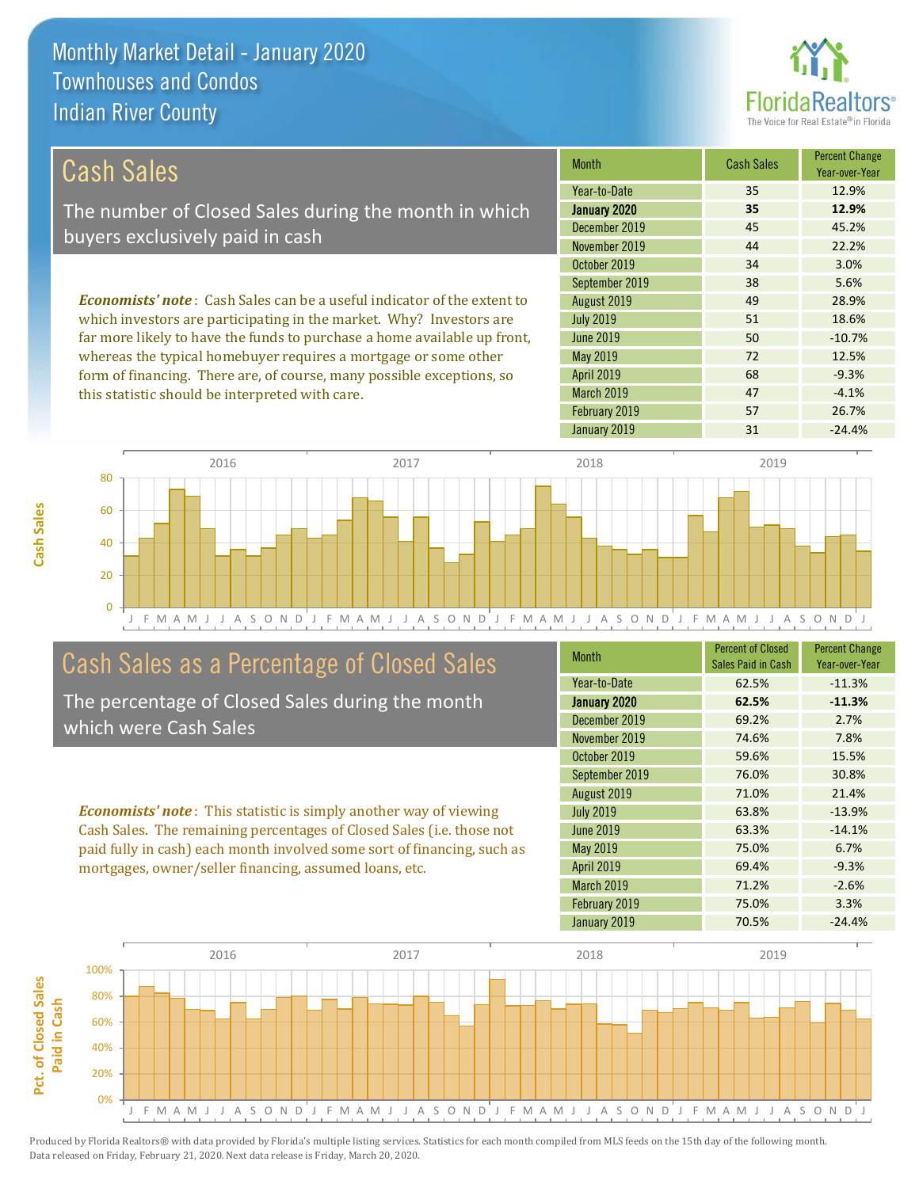# Monthly Market Detail - January 2020
## Townhouses and Condos
## Indian River County

## Cash Sales

The number of Closed Sales during the month in which buyers exclusively paid in cash

***Economists' note***: Cash Sales can be a useful indicator of the extent to which investors are participating in the market. Why? Investors are far more likely to have the funds to purchase a home available up front, whereas the typical homebuyer requires a mortgage or some other form of financing. There are, of course, many possible exceptions, so this statistic should be interpreted with care.

| Month | Cash Sales | Percent Change Year-over-Year |
|---|---|---|
| Year-to-Date | 35 | 12.9% |
| **January 2020** | **35** | **12.9%** |
| December 2019 | 45 | 45.2% |
| November 2019 | 44 | 22.2% |
| October 2019 | 34 | 3.0% |
| September 2019 | 38 | 5.6% |
| August 2019 | 49 | 28.9% |
| July 2019 | 51 | 18.6% |
| June 2019 | 50 | -10.7% |
| May 2019 | 72 | 12.5% |
| April 2019 | 68 | -9.3% |
| March 2019 | 47 | -4.1% |
| February 2019 | 57 | 26.7% |
| January 2019 | 31 | -24.4% |

## Cash Sales as a Percentage of Closed Sales

The percentage of Closed Sales during the month which were Cash Sales

***Economists' note***: This statistic is simply another way of viewing Cash Sales. The remaining percentages of Closed Sales (i.e. those not paid fully in cash) each month involved some sort of financing, such as mortgages, owner/seller financing, assumed loans, etc.

| Month | Percent of Closed Sales Paid in Cash | Percent Change Year-over-Year |
|---|---|---|
| Year-to-Date | 62.5% | -11.3% |
| **January 2020** | **62.5%** | **-11.3%** |
| December 2019 | 69.2% | 2.7% |
| November 2019 | 74.6% | 7.8% |
| October 2019 | 59.6% | 15.5% |
| September 2019 | 76.0% | 30.8% |
| August 2019 | 71.0% | 21.4% |
| July 2019 | 63.8% | -13.9% |
| June 2019 | 63.3% | -14.1% |
| May 2019 | 75.0% | 6.7% |
| April 2019 | 69.4% | -9.3% |
| March 2019 | 71.2% | -2.6% |
| February 2019 | 75.0% | 3.3% |
| January 2019 | 70.5% | -24.4% |

Produced by Florida Realtors® with data provided by Florida's multiple listing services. Statistics for each month compiled from MLS feeds on the 15th day of the following month. Data released on Friday, February 21, 2020. Next data release is Friday, March 20, 2020.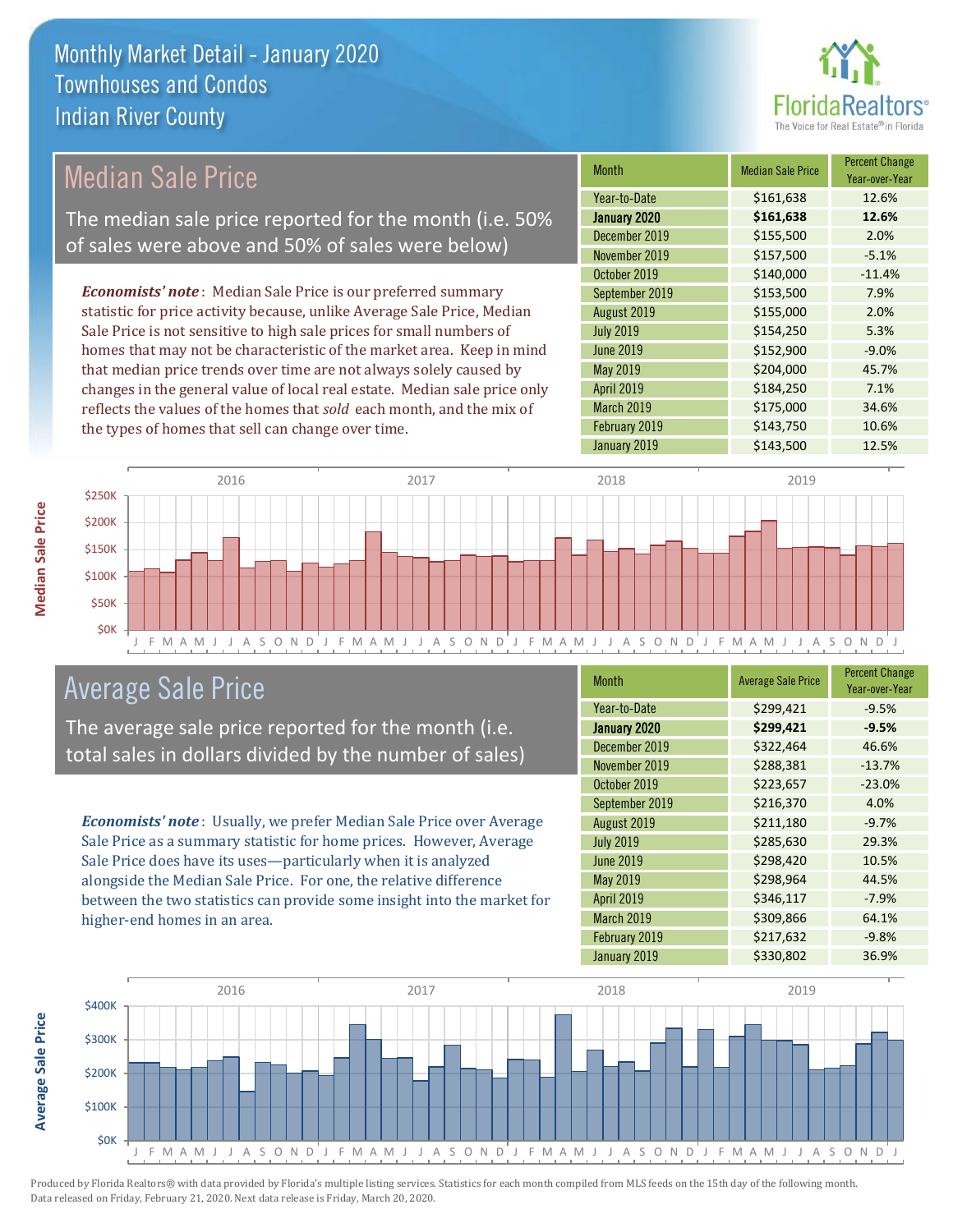# Monthly Market Detail - January 2020
## Townhouses and Condos
## Indian River County

## Median Sale Price

The median sale price reported for the month (i.e. 50% of sales were above and 50% of sales were below)

*Economists' note*: Median Sale Price is our preferred summary statistic for price activity because, unlike Average Sale Price, Median Sale Price is not sensitive to high sale prices for small numbers of homes that may not be characteristic of the market area. Keep in mind that median price trends over time are not always solely caused by changes in the general value of local real estate. Median sale price only reflects the values of the homes that *sold* each month, and the mix of the types of homes that sell can change over time.

| Month | Median Sale Price | Percent Change Year-over-Year |
|---|---|---|
| Year-to-Date | $161,638 | 12.6% |
| **January 2020** | **$161,638** | **12.6%** |
| December 2019 | $155,500 | 2.0% |
| November 2019 | $157,500 | -5.1% |
| October 2019 | $140,000 | -11.4% |
| September 2019 | $153,500 | 7.9% |
| August 2019 | $155,000 | 2.0% |
| July 2019 | $154,250 | 5.3% |
| June 2019 | $152,900 | -9.0% |
| May 2019 | $204,000 | 45.7% |
| April 2019 | $184,250 | 7.1% |
| March 2019 | $175,000 | 34.6% |
| February 2019 | $143,750 | 10.6% |
| January 2019 | $143,500 | 12.5% |

## Average Sale Price

The average sale price reported for the month (i.e. total sales in dollars divided by the number of sales)

*Economists' note*: Usually, we prefer Median Sale Price over Average Sale Price as a summary statistic for home prices. However, Average Sale Price does have its uses—particularly when it is analyzed alongside the Median Sale Price. For one, the relative difference between the two statistics can provide some insight into the market for higher-end homes in an area.

| Month | Average Sale Price | Percent Change Year-over-Year |
|---|---|---|
| Year-to-Date | $299,421 | -9.5% |
| **January 2020** | **$299,421** | **-9.5%** |
| December 2019 | $322,464 | 46.6% |
| November 2019 | $288,381 | -13.7% |
| October 2019 | $223,657 | -23.0% |
| September 2019 | $216,370 | 4.0% |
| August 2019 | $211,180 | -9.7% |
| July 2019 | $285,630 | 29.3% |
| June 2019 | $298,420 | 10.5% |
| May 2019 | $298,964 | 44.5% |
| April 2019 | $346,117 | -7.9% |
| March 2019 | $309,866 | 64.1% |
| February 2019 | $217,632 | -9.8% |
| January 2019 | $330,802 | 36.9% |

Produced by Florida Realtors® with data provided by Florida's multiple listing services. Statistics for each month compiled from MLS feeds on the 15th day of the following month. Data released on Friday, February 21, 2020. Next data release is Friday, March 20, 2020.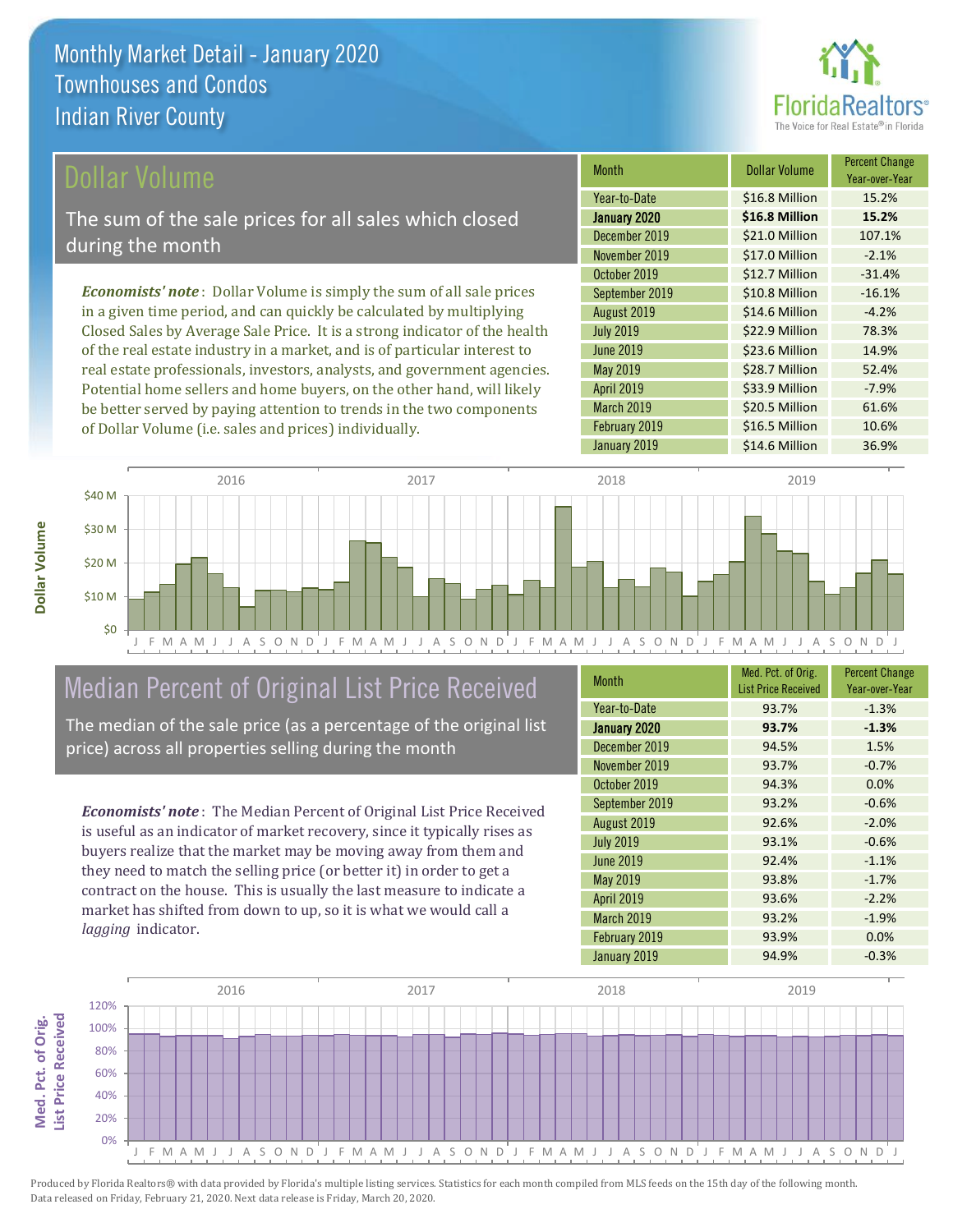# Monthly Market Detail - January 2020
## Townhouses and Condos
## Indian River County

## Dollar Volume

The sum of the sale prices for all sales which closed during the month

*Economists' note*: Dollar Volume is simply the sum of all sale prices in a given time period, and can quickly be calculated by multiplying Closed Sales by Average Sale Price. It is a strong indicator of the health of the real estate industry in a market, and is of particular interest to real estate professionals, investors, analysts, and government agencies. Potential home sellers and home buyers, on the other hand, will likely be better served by paying attention to trends in the two components of Dollar Volume (i.e. sales and prices) individually.

| Month | Dollar Volume | Percent Change Year-over-Year |
| --- | --- | --- |
| Year-to-Date | $16.8 Million | 15.2% |
| **January 2020** | **$16.8 Million** | **15.2%** |
| December 2019 | $21.0 Million | 107.1% |
| November 2019 | $17.0 Million | -2.1% |
| October 2019 | $12.7 Million | -31.4% |
| September 2019 | $10.8 Million | -16.1% |
| August 2019 | $14.6 Million | -4.2% |
| July 2019 | $22.9 Million | 78.3% |
| June 2019 | $23.6 Million | 14.9% |
| May 2019 | $28.7 Million | 52.4% |
| April 2019 | $33.9 Million | -7.9% |
| March 2019 | $20.5 Million | 61.6% |
| February 2019 | $16.5 Million | 10.6% |
| January 2019 | $14.6 Million | 36.9% |

## Median Percent of Original List Price Received

The median of the sale price (as a percentage of the original list price) across all properties selling during the month

*Economists' note*: The Median Percent of Original List Price Received is useful as an indicator of market recovery, since it typically rises as buyers realize that the market may be moving away from them and they need to match the selling price (or better it) in order to get a contract on the house. This is usually the last measure to indicate a market has shifted from down to up, so it is what we would call a *lagging* indicator.

| Month | Med. Pct. of Orig. List Price Received | Percent Change Year-over-Year |
| --- | --- | --- |
| Year-to-Date | 93.7% | -1.3% |
| **January 2020** | **93.7%** | **-1.3%** |
| December 2019 | 94.5% | 1.5% |
| November 2019 | 93.7% | -0.7% |
| October 2019 | 94.3% | 0.0% |
| September 2019 | 93.2% | -0.6% |
| August 2019 | 92.6% | -2.0% |
| July 2019 | 93.1% | -0.6% |
| June 2019 | 92.4% | -1.1% |
| May 2019 | 93.8% | -1.7% |
| April 2019 | 93.6% | -2.2% |
| March 2019 | 93.2% | -1.9% |
| February 2019 | 93.9% | 0.0% |
| January 2019 | 94.9% | -0.3% |

Produced by Florida Realtors® with data provided by Florida's multiple listing services. Statistics for each month compiled from MLS feeds on the 15th day of the following month. Data released on Friday, February 21, 2020. Next data release is Friday, March 20, 2020.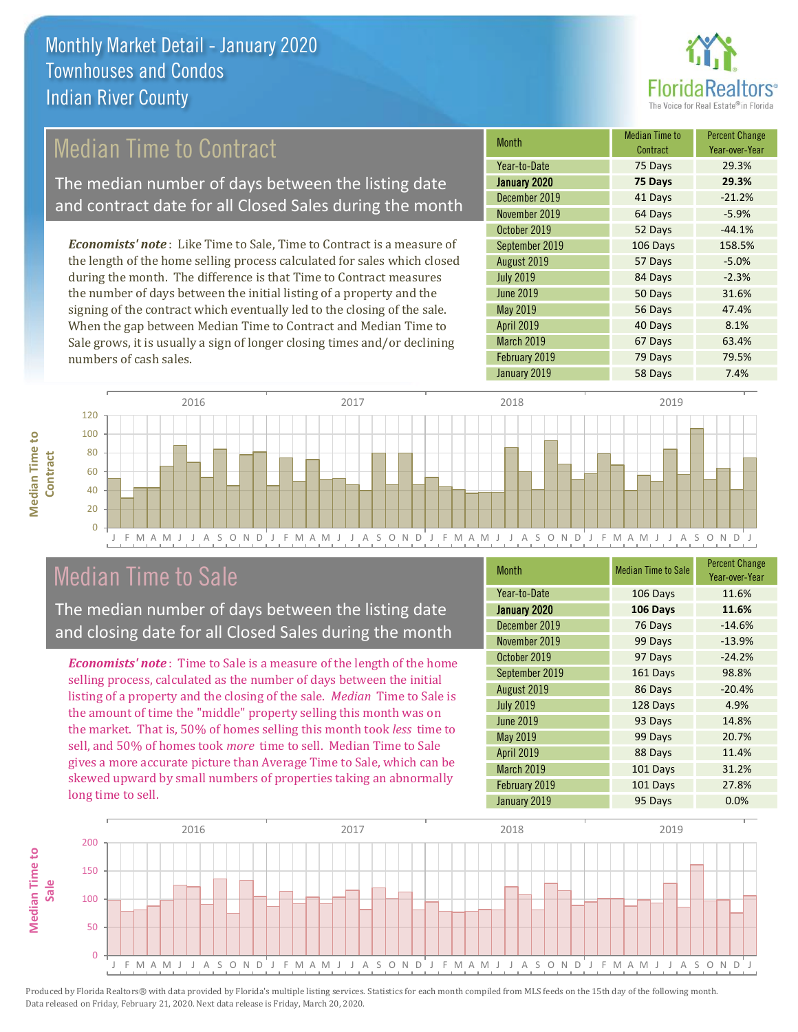# Monthly Market Detail - January 2020
## Townhouses and Condos
## Indian River County

## Median Time to Contract

The median number of days between the listing date and contract date for all Closed Sales during the month

*Economists' note*: Like Time to Sale, Time to Contract is a measure of the length of the home selling process calculated for sales which closed during the month. The difference is that Time to Contract measures the number of days between the initial listing of a property and the signing of the contract which eventually led to the closing of the sale. When the gap between Median Time to Contract and Median Time to Sale grows, it is usually a sign of longer closing times and/or declining numbers of cash sales.

| Month | Median Time to Contract | Percent Change Year-over-Year |
|---|---|---|
| Year-to-Date | 75 Days | 29.3% |
| **January 2020** | **75 Days** | **29.3%** |
| December 2019 | 41 Days | -21.2% |
| November 2019 | 64 Days | -5.9% |
| October 2019 | 52 Days | -44.1% |
| September 2019 | 106 Days | 158.5% |
| August 2019 | 57 Days | -5.0% |
| July 2019 | 84 Days | -2.3% |
| June 2019 | 50 Days | 31.6% |
| May 2019 | 56 Days | 47.4% |
| April 2019 | 40 Days | 8.1% |
| March 2019 | 67 Days | 63.4% |
| February 2019 | 79 Days | 79.5% |
| January 2019 | 58 Days | 7.4% |

## Median Time to Sale

The median number of days between the listing date and closing date for all Closed Sales during the month

*Economists' note*: Time to Sale is a measure of the length of the home selling process, calculated as the number of days between the initial listing of a property and the closing of the sale. *Median* Time to Sale is the amount of time the "middle" property selling this month was on the market. That is, 50% of homes selling this month took *less* time to sell, and 50% of homes took *more* time to sell. Median Time to Sale gives a more accurate picture than Average Time to Sale, which can be skewed upward by small numbers of properties taking an abnormally long time to sell.

| Month | Median Time to Sale | Percent Change Year-over-Year |
|---|---|---|
| Year-to-Date | 106 Days | 11.6% |
| **January 2020** | **106 Days** | **11.6%** |
| December 2019 | 76 Days | -14.6% |
| November 2019 | 99 Days | -13.9% |
| October 2019 | 97 Days | -24.2% |
| September 2019 | 161 Days | 98.8% |
| August 2019 | 86 Days | -20.4% |
| July 2019 | 128 Days | 4.9% |
| June 2019 | 93 Days | 14.8% |
| May 2019 | 99 Days | 20.7% |
| April 2019 | 88 Days | 11.4% |
| March 2019 | 101 Days | 31.2% |
| February 2019 | 101 Days | 27.8% |
| January 2019 | 95 Days | 0.0% |

Produced by Florida Realtors® with data provided by Florida's multiple listing services. Statistics for each month compiled from MLS feeds on the 15th day of the following month. Data released on Friday, February 21, 2020. Next data release is Friday, March 20, 2020.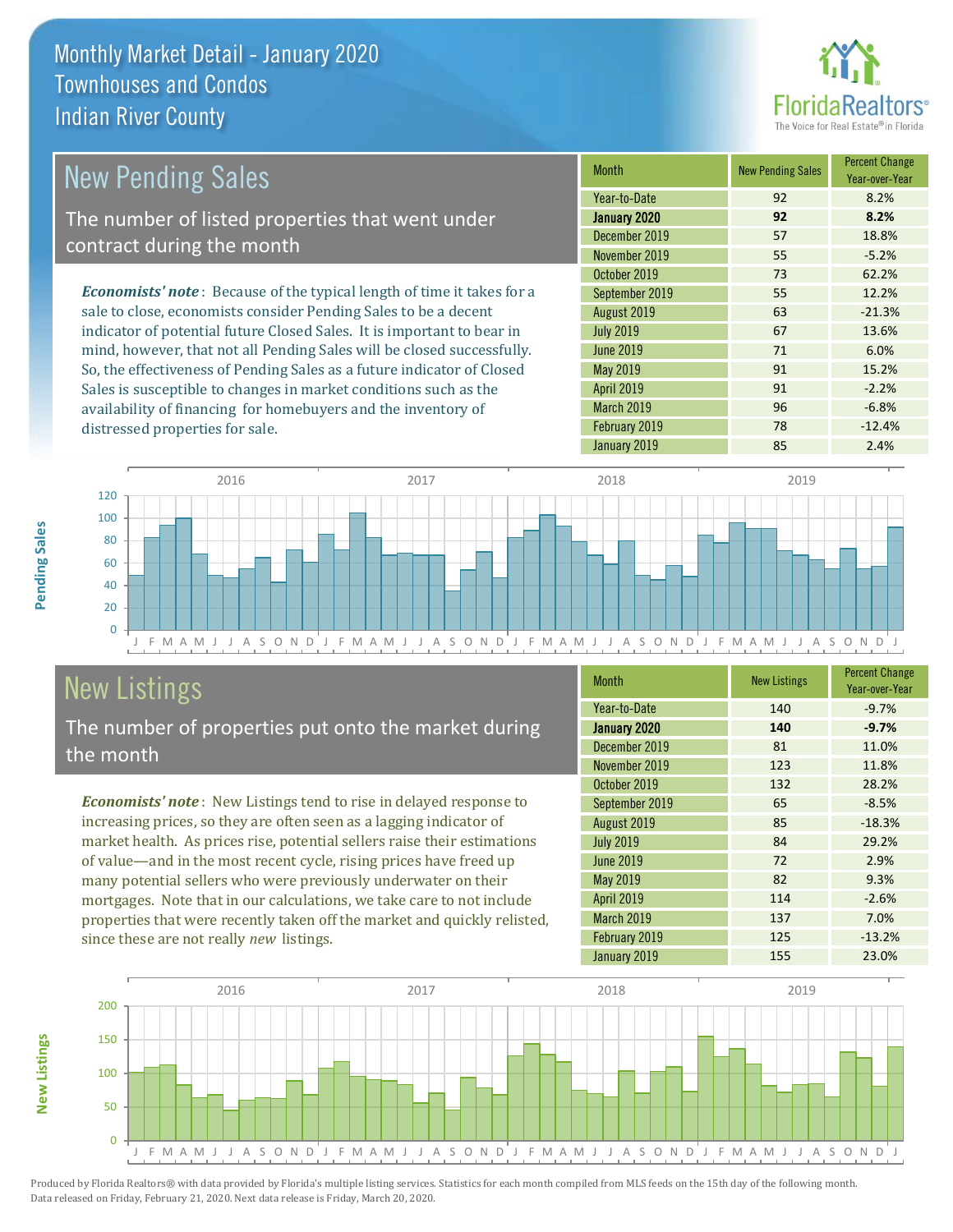# Monthly Market Detail - January 2020
## Townhouses and Condos
## Indian River County

## New Pending Sales

The number of listed properties that went under contract during the month

*Economists' note*: Because of the typical length of time it takes for a sale to close, economists consider Pending Sales to be a decent indicator of potential future Closed Sales. It is important to bear in mind, however, that not all Pending Sales will be closed successfully. So, the effectiveness of Pending Sales as a future indicator of Closed Sales is susceptible to changes in market conditions such as the availability of financing for homebuyers and the inventory of distressed properties for sale.

| Month | New Pending Sales | Percent Change Year-over-Year |
|---|---|---|
| Year-to-Date | 92 | 8.2% |
| **January 2020** | **92** | **8.2%** |
| December 2019 | 57 | 18.8% |
| November 2019 | 55 | -5.2% |
| October 2019 | 73 | 62.2% |
| September 2019 | 55 | 12.2% |
| August 2019 | 63 | -21.3% |
| July 2019 | 67 | 13.6% |
| June 2019 | 71 | 6.0% |
| May 2019 | 91 | 15.2% |
| April 2019 | 91 | -2.2% |
| March 2019 | 96 | -6.8% |
| February 2019 | 78 | -12.4% |
| January 2019 | 85 | 2.4% |

## New Listings

The number of properties put onto the market during the month

*Economists' note*: New Listings tend to rise in delayed response to increasing prices, so they are often seen as a lagging indicator of market health. As prices rise, potential sellers raise their estimations of value—and in the most recent cycle, rising prices have freed up many potential sellers who were previously underwater on their mortgages. Note that in our calculations, we take care to not include properties that were recently taken off the market and quickly relisted, since these are not really *new* listings.

| Month | New Listings | Percent Change Year-over-Year |
|---|---|---|
| Year-to-Date | 140 | -9.7% |
| **January 2020** | **140** | **-9.7%** |
| December 2019 | 81 | 11.0% |
| November 2019 | 123 | 11.8% |
| October 2019 | 132 | 28.2% |
| September 2019 | 65 | -8.5% |
| August 2019 | 85 | -18.3% |
| July 2019 | 84 | 29.2% |
| June 2019 | 72 | 2.9% |
| May 2019 | 82 | 9.3% |
| April 2019 | 114 | -2.6% |
| March 2019 | 137 | 7.0% |
| February 2019 | 125 | -13.2% |
| January 2019 | 155 | 23.0% |

Produced by Florida Realtors® with data provided by Florida's multiple listing services. Statistics for each month compiled from MLS feeds on the 15th day of the following month. Data released on Friday, February 21, 2020. Next data release is Friday, March 20, 2020.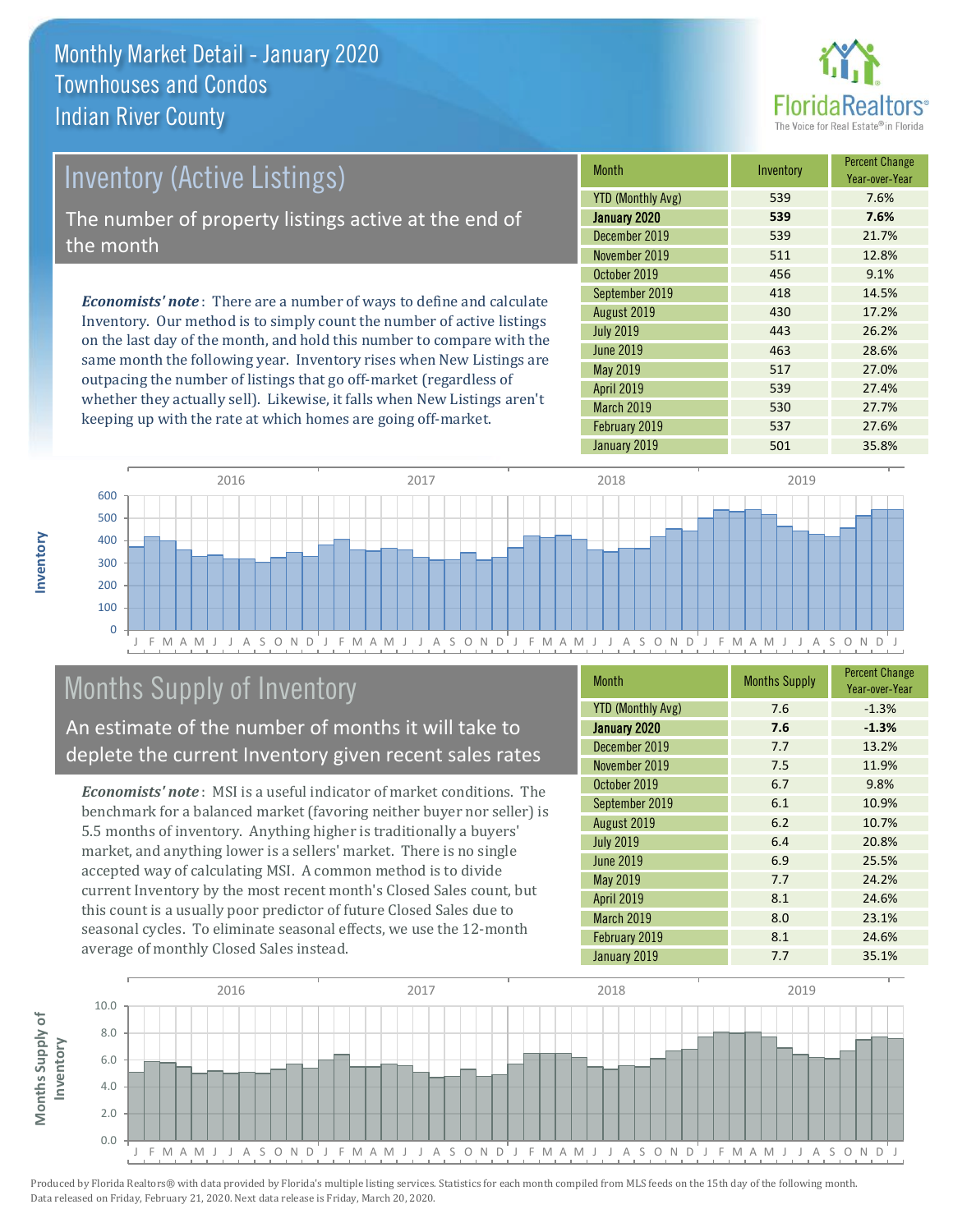# Monthly Market Detail - January 2020
## Townhouses and Condos
## Indian River County

## Inventory (Active Listings)

The number of property listings active at the end of the month

***Economists' note***: There are a number of ways to define and calculate Inventory. Our method is to simply count the number of active listings on the last day of the month, and hold this number to compare with the same month the following year. Inventory rises when New Listings are outpacing the number of listings that go off-market (regardless of whether they actually sell). Likewise, it falls when New Listings aren't keeping up with the rate at which homes are going off-market.

| Month | Inventory | Percent Change Year-over-Year |
|---|---|---|
| YTD (Monthly Avg) | 539 | 7.6% |
| **January 2020** | **539** | **7.6%** |
| December 2019 | 539 | 21.7% |
| November 2019 | 511 | 12.8% |
| October 2019 | 456 | 9.1% |
| September 2019 | 418 | 14.5% |
| August 2019 | 430 | 17.2% |
| July 2019 | 443 | 26.2% |
| June 2019 | 463 | 28.6% |
| May 2019 | 517 | 27.0% |
| April 2019 | 539 | 27.4% |
| March 2019 | 530 | 27.7% |
| February 2019 | 537 | 27.6% |
| January 2019 | 501 | 35.8% |

## Months Supply of Inventory

An estimate of the number of months it will take to deplete the current Inventory given recent sales rates

***Economists' note***: MSI is a useful indicator of market conditions. The benchmark for a balanced market (favoring neither buyer nor seller) is 5.5 months of inventory. Anything higher is traditionally a buyers' market, and anything lower is a sellers' market. There is no single accepted way of calculating MSI. A common method is to divide current Inventory by the most recent month's Closed Sales count, but this count is a usually poor predictor of future Closed Sales due to seasonal cycles. To eliminate seasonal effects, we use the 12-month average of monthly Closed Sales instead.

| Month | Months Supply | Percent Change Year-over-Year |
|---|---|---|
| YTD (Monthly Avg) | 7.6 | -1.3% |
| **January 2020** | **7.6** | **-1.3%** |
| December 2019 | 7.7 | 13.2% |
| November 2019 | 7.5 | 11.9% |
| October 2019 | 6.7 | 9.8% |
| September 2019 | 6.1 | 10.9% |
| August 2019 | 6.2 | 10.7% |
| July 2019 | 6.4 | 20.8% |
| June 2019 | 6.9 | 25.5% |
| May 2019 | 7.7 | 24.2% |
| April 2019 | 8.1 | 24.6% |
| March 2019 | 8.0 | 23.1% |
| February 2019 | 8.1 | 24.6% |
| January 2019 | 7.7 | 35.1% |

Produced by Florida Realtors® with data provided by Florida's multiple listing services. Statistics for each month compiled from MLS feeds on the 15th day of the following month. Data released on Friday, February 21, 2020. Next data release is Friday, March 20, 2020.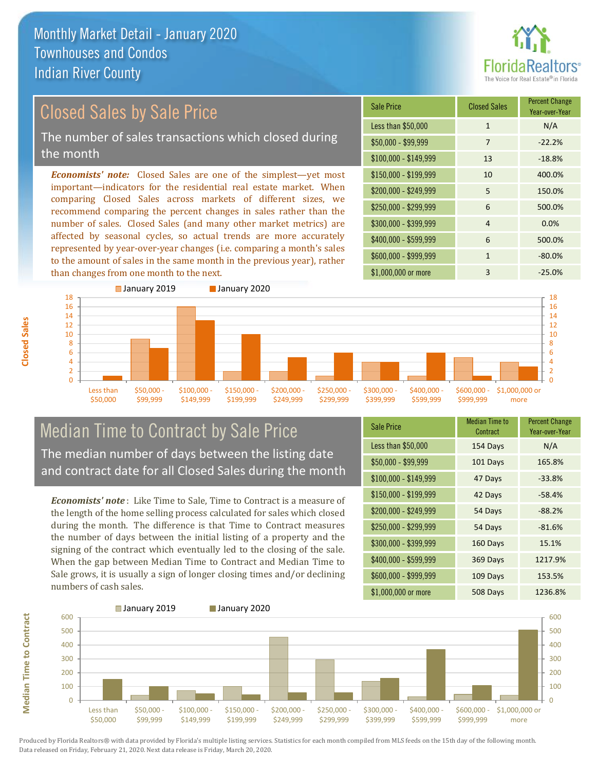# Monthly Market Detail - January 2020
## Townhouses and Condos
## Indian River County

## Closed Sales by Sale Price

The number of sales transactions which closed during the month

***Economists' note:*** Closed Sales are one of the simplest—yet most important—indicators for the residential real estate market. When comparing Closed Sales across markets of different sizes, we recommend comparing the percent changes in sales rather than the number of sales. Closed Sales (and many other market metrics) are affected by seasonal cycles, so actual trends are more accurately represented by year-over-year changes (i.e. comparing a month's sales to the amount of sales in the same month in the previous year), rather than changes from one month to the next.

| Sale Price | Closed Sales | Percent Change Year-over-Year |
|---|---|---|
| Less than $50,000 | 1 | N/A |
| $50,000 - $99,999 | 7 | -22.2% |
| $100,000 - $149,999 | 13 | -18.8% |
| $150,000 - $199,999 | 10 | 400.0% |
| $200,000 - $249,999 | 5 | 150.0% |
| $250,000 - $299,999 | 6 | 500.0% |
| $300,000 - $399,999 | 4 | 0.0% |
| $400,000 - $599,999 | 6 | 500.0% |
| $600,000 - $999,999 | 1 | -80.0% |
| $1,000,000 or more | 3 | -25.0% |

## Median Time to Contract by Sale Price

The median number of days between the listing date and contract date for all Closed Sales during the month

***Economists' note*** : Like Time to Sale, Time to Contract is a measure of the length of the home selling process calculated for sales which closed during the month. The difference is that Time to Contract measures the number of days between the initial listing of a property and the signing of the contract which eventually led to the closing of the sale. When the gap between Median Time to Contract and Median Time to Sale grows, it is usually a sign of longer closing times and/or declining numbers of cash sales.

| Sale Price | Median Time to Contract | Percent Change Year-over-Year |
|---|---|---|
| Less than $50,000 | 154 Days | N/A |
| $50,000 - $99,999 | 101 Days | 165.8% |
| $100,000 - $149,999 | 47 Days | -33.8% |
| $150,000 - $199,999 | 42 Days | -58.4% |
| $200,000 - $249,999 | 54 Days | -88.2% |
| $250,000 - $299,999 | 54 Days | -81.6% |
| $300,000 - $399,999 | 160 Days | 15.1% |
| $400,000 - $599,999 | 369 Days | 1217.9% |
| $600,000 - $999,999 | 109 Days | 153.5% |
| $1,000,000 or more | 508 Days | 1236.8% |

Produced by Florida Realtors® with data provided by Florida's multiple listing services. Statistics for each month compiled from MLS feeds on the 15th day of the following month. Data released on Friday, February 21, 2020. Next data release is Friday, March 20, 2020.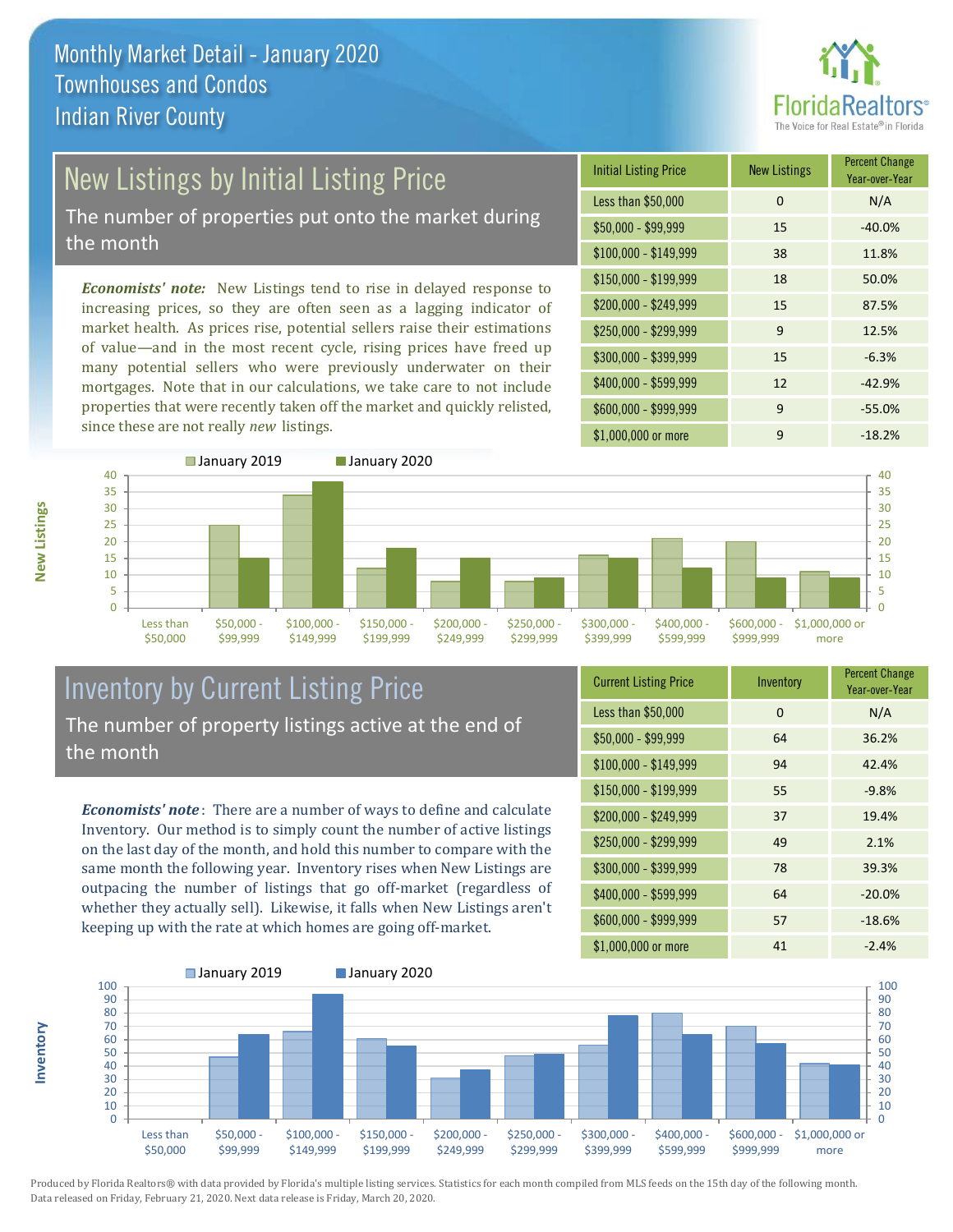# Monthly Market Detail - January 2020
## Townhouses and Condos
## Indian River County

## New Listings by Initial Listing Price

The number of properties put onto the market during the month

*Economists' note:* New Listings tend to rise in delayed response to increasing prices, so they are often seen as a lagging indicator of market health. As prices rise, potential sellers raise their estimations of value—and in the most recent cycle, rising prices have freed up many potential sellers who were previously underwater on their mortgages. Note that in our calculations, we take care to not include properties that were recently taken off the market and quickly relisted, since these are not really *new* listings.

| Initial Listing Price | New Listings | Percent Change Year-over-Year |
|---|---|---|
| Less than $50,000 | 0 | N/A |
| $50,000 - $99,999 | 15 | -40.0% |
| $100,000 - $149,999 | 38 | 11.8% |
| $150,000 - $199,999 | 18 | 50.0% |
| $200,000 - $249,999 | 15 | 87.5% |
| $250,000 - $299,999 | 9 | 12.5% |
| $300,000 - $399,999 | 15 | -6.3% |
| $400,000 - $599,999 | 12 | -42.9% |
| $600,000 - $999,999 | 9 | -55.0% |
| $1,000,000 or more | 9 | -18.2% |

## Inventory by Current Listing Price

The number of property listings active at the end of the month

*Economists' note*: There are a number of ways to define and calculate Inventory. Our method is to simply count the number of active listings on the last day of the month, and hold this number to compare with the same month the following year. Inventory rises when New Listings are outpacing the number of listings that go off-market (regardless of whether they actually sell). Likewise, it falls when New Listings aren't keeping up with the rate at which homes are going off-market.

| Current Listing Price | Inventory | Percent Change Year-over-Year |
|---|---|---|
| Less than $50,000 | 0 | N/A |
| $50,000 - $99,999 | 64 | 36.2% |
| $100,000 - $149,999 | 94 | 42.4% |
| $150,000 - $199,999 | 55 | -9.8% |
| $200,000 - $249,999 | 37 | 19.4% |
| $250,000 - $299,999 | 49 | 2.1% |
| $300,000 - $399,999 | 78 | 39.3% |
| $400,000 - $599,999 | 64 | -20.0% |
| $600,000 - $999,999 | 57 | -18.6% |
| $1,000,000 or more | 41 | -2.4% |

Produced by Florida Realtors® with data provided by Florida's multiple listing services. Statistics for each month compiled from MLS feeds on the 15th day of the following month. Data released on Friday, February 21, 2020. Next data release is Friday, March 20, 2020.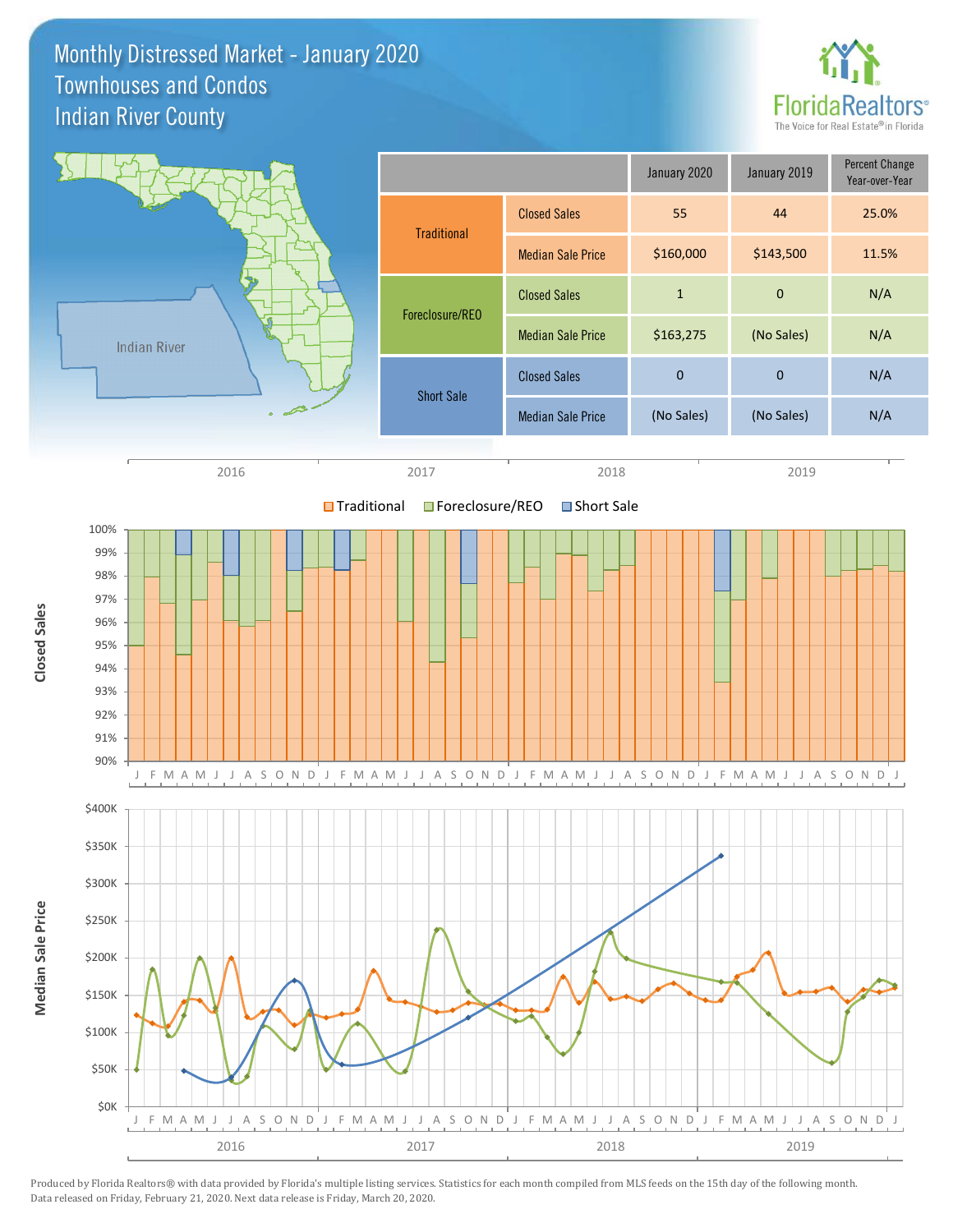# Monthly Distressed Market - January 2020
## Townhouses and Condos
## Indian River County

FloridaRealtors®
The Voice for Real Estate® in Florida

Indian River

| | | January 2020 | January 2019 | Percent Change Year-over-Year |
|---|---|---|---|---|
| Traditional | Closed Sales | 55 | 44 | 25.0% |
| | Median Sale Price | $160,000 | $143,500 | 11.5% |
| Foreclosure/REO | Closed Sales | 1 | 0 | N/A |
| | Median Sale Price | $163,275 | (No Sales) | N/A |
| Short Sale | Closed Sales | 0 | 0 | N/A |
| | Median Sale Price | (No Sales) | (No Sales) | N/A |

2016 2017 2018 2019

Traditional Foreclosure/REO Short Sale

Closed Sales

100% 99% 98% 97% 96% 95% 94% 93% 92% 91% 90%

J F M A M J J A S O N D J F M A M J J A S O N D J F M A M J J A S O N D J F M A M J J A S O N D J

Median Sale Price

$400K $350K $300K $250K $200K $150K $100K $50K $0K

J F M A M J J A S O N D J F M A M J J A S O N D J F M A M J J A S O N D J F M A M J J A S O N D J

2016 2017 2018 2019

Produced by Florida Realtors® with data provided by Florida's multiple listing services. Statistics for each month compiled from MLS feeds on the 15th day of the following month. Data released on Friday, February 21, 2020. Next data release is Friday, March 20, 2020.